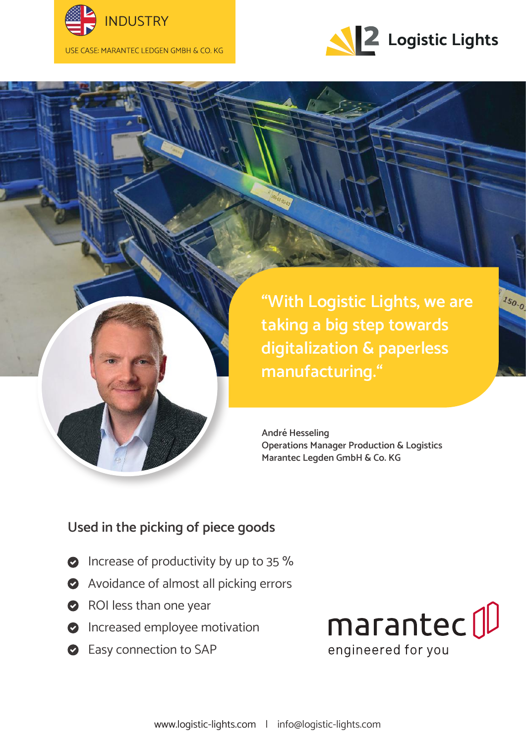INDUSTRY

USE CASE: MARANTEC LEDGEN GMBH & CO. KG

Logistic Lights

> “With Logistic Lights, we are taking a big step towards digitalization & paperless manufacturing.“

André Hesseling
Operations Manager Production & Logistics
Marantec Legden GmbH & Co. KG

## Used in the picking of piece goods

- Increase of productivity by up to 35 %
- Avoidance of almost all picking errors
- ROI less than one year
- Increased employee motivation
- Easy connection to SAP

marantec
engineered for you

www.logistic-lights.com | info@logistic-lights.com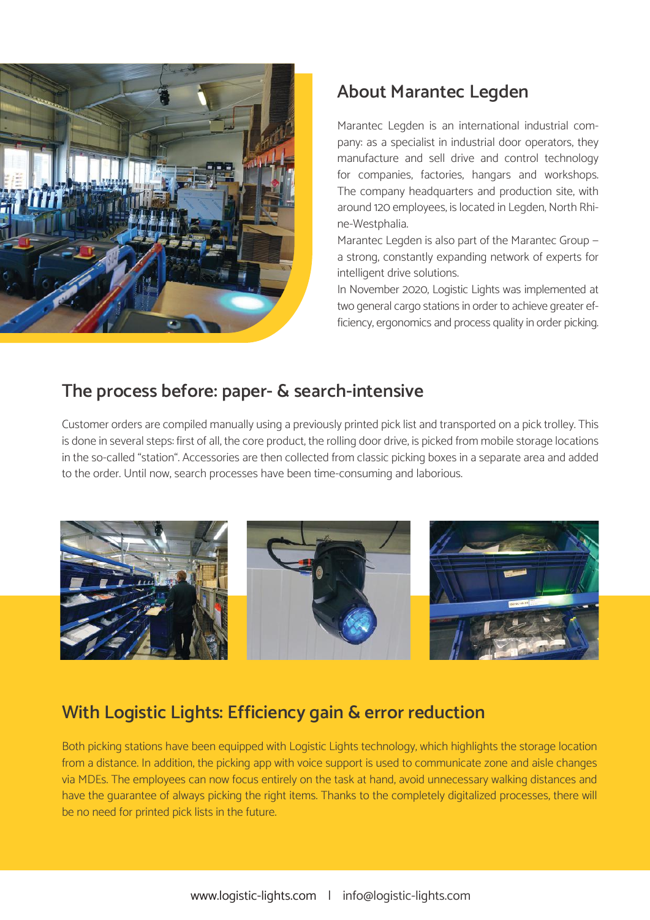## About Marantec Legden

Marantec Legden is an international industrial company: as a specialist in industrial door operators, they manufacture and sell drive and control technology for companies, factories, hangars and workshops. The company headquarters and production site, with around 120 employees, is located in Legden, North Rhine-Westphalia.

Marantec Legden is also part of the Marantec Group – a strong, constantly expanding network of experts for intelligent drive solutions.

In November 2020, Logistic Lights was implemented at two general cargo stations in order to achieve greater efficiency, ergonomics and process quality in order picking.

## The process before: paper- & search-intensive

Customer orders are compiled manually using a previously printed pick list and transported on a pick trolley. This is done in several steps: first of all, the core product, the rolling door drive, is picked from mobile storage locations in the so-called "station". Accessories are then collected from classic picking boxes in a separate area and added to the order. Until now, search processes have been time-consuming and laborious.

## With Logistic Lights: Efficiency gain & error reduction

Both picking stations have been equipped with Logistic Lights technology, which highlights the storage location from a distance. In addition, the picking app with voice support is used to communicate zone and aisle changes via MDEs. The employees can now focus entirely on the task at hand, avoid unnecessary walking distances and have the guarantee of always picking the right items. Thanks to the completely digitalized processes, there will be no need for printed pick lists in the future.

www.logistic-lights.com | info@logistic-lights.com